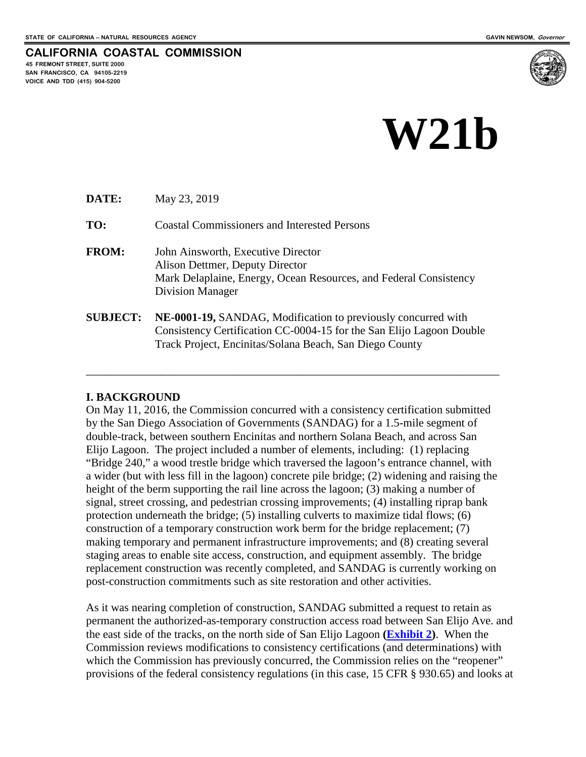STATE OF CALIFORNIA -- NATURAL RESOURCES AGENCY GAVIN NEWSOM, *Governor*

**CALIFORNIA COASTAL COMMISSION**
45 FREMONT STREET, SUITE 2000
SAN FRANCISCO, CA 94105-2219
VOICE AND TDD (415) 904-5200

# W21b

**DATE:** May 23, 2019

**TO:** Coastal Commissioners and Interested Persons

**FROM:** John Ainsworth, Executive Director
Alison Dettmer, Deputy Director
Mark Delaplaine, Energy, Ocean Resources, and Federal Consistency Division Manager

**SUBJECT:** **NE-0001-19,** SANDAG, Modification to previously concurred with Consistency Certification CC-0004-15 for the San Elijo Lagoon Double Track Project, Encinitas/Solana Beach, San Diego County

---

## I. BACKGROUND

On May 11, 2016, the Commission concurred with a consistency certification submitted by the San Diego Association of Governments (SANDAG) for a 1.5-mile segment of double-track, between southern Encinitas and northern Solana Beach, and across San Elijo Lagoon. The project included a number of elements, including: (1) replacing "Bridge 240," a wood trestle bridge which traversed the lagoon's entrance channel, with a wider (but with less fill in the lagoon) concrete pile bridge; (2) widening and raising the height of the berm supporting the rail line across the lagoon; (3) making a number of signal, street crossing, and pedestrian crossing improvements; (4) installing riprap bank protection underneath the bridge; (5) installing culverts to maximize tidal flows; (6) construction of a temporary construction work berm for the bridge replacement; (7) making temporary and permanent infrastructure improvements; and (8) creating several staging areas to enable site access, construction, and equipment assembly. The bridge replacement construction was recently completed, and SANDAG is currently working on post-construction commitments such as site restoration and other activities.

As it was nearing completion of construction, SANDAG submitted a request to retain as permanent the authorized-as-temporary construction access road between San Elijo Ave. and the east side of the tracks, on the north side of San Elijo Lagoon **(Exhibit 2)**. When the Commission reviews modifications to consistency certifications (and determinations) with which the Commission has previously concurred, the Commission relies on the "reopener" provisions of the federal consistency regulations (in this case, 15 CFR § 930.65) and looks at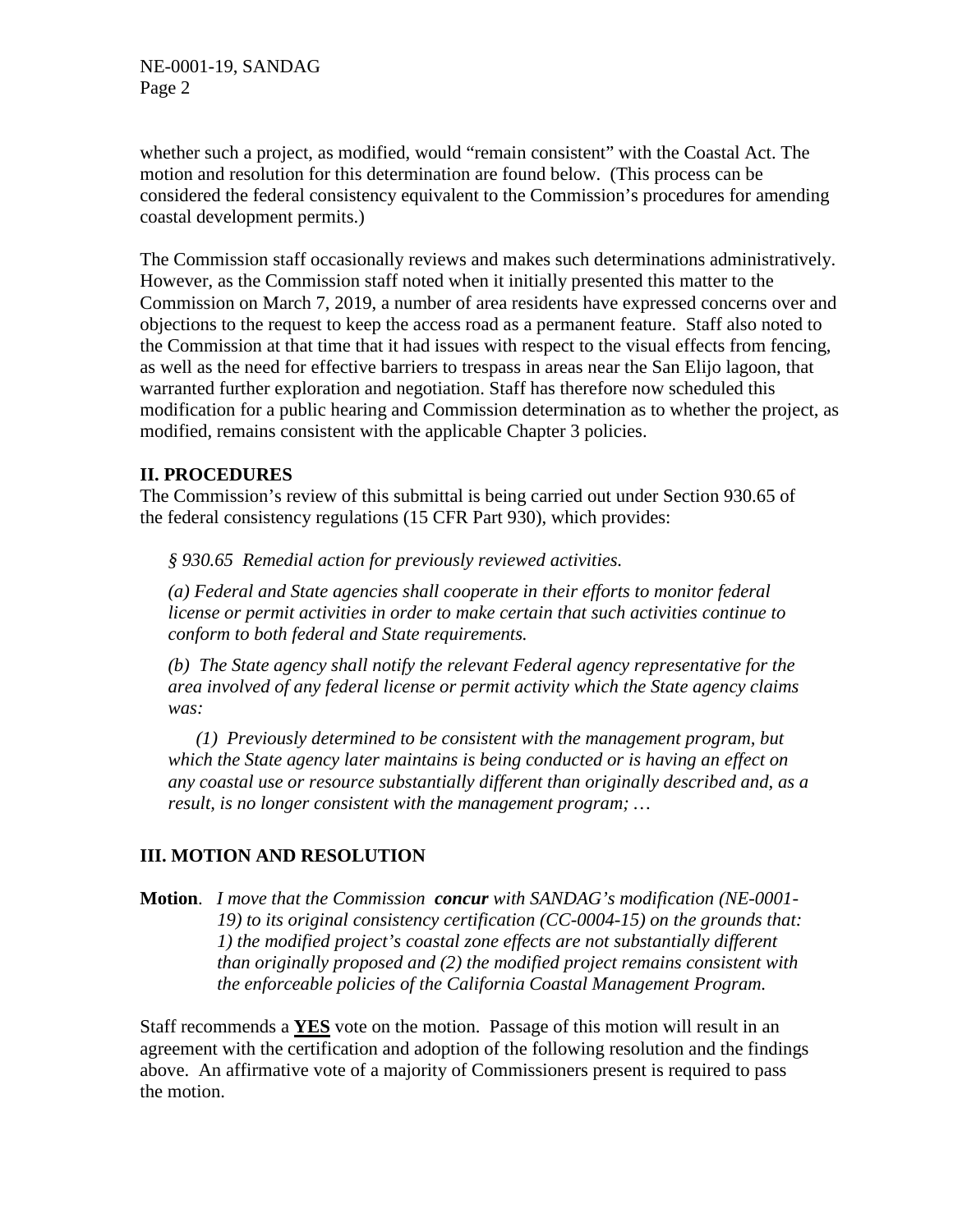whether such a project, as modified, would "remain consistent" with the Coastal Act. The motion and resolution for this determination are found below. (This process can be considered the federal consistency equivalent to the Commission's procedures for amending coastal development permits.)

The Commission staff occasionally reviews and makes such determinations administratively. However, as the Commission staff noted when it initially presented this matter to the Commission on March 7, 2019, a number of area residents have expressed concerns over and objections to the request to keep the access road as a permanent feature. Staff also noted to the Commission at that time that it had issues with respect to the visual effects from fencing, as well as the need for effective barriers to trespass in areas near the San Elijo lagoon, that warranted further exploration and negotiation. Staff has therefore now scheduled this modification for a public hearing and Commission determination as to whether the project, as modified, remains consistent with the applicable Chapter 3 policies.

## II. PROCEDURES

The Commission's review of this submittal is being carried out under Section 930.65 of the federal consistency regulations (15 CFR Part 930), which provides:

> *§ 930.65 Remedial action for previously reviewed activities.*
>
> *(a) Federal and State agencies shall cooperate in their efforts to monitor federal license or permit activities in order to make certain that such activities continue to conform to both federal and State requirements.*
>
> *(b) The State agency shall notify the relevant Federal agency representative for the area involved of any federal license or permit activity which the State agency claims was:*
>
> *(1) Previously determined to be consistent with the management program, but which the State agency later maintains is being conducted or is having an effect on any coastal use or resource substantially different than originally described and, as a result, is no longer consistent with the management program; …*

## III. MOTION AND RESOLUTION

**Motion**. *I move that the Commission* ***concur*** *with SANDAG's modification (NE-0001-19) to its original consistency certification (CC-0004-15) on the grounds that: 1) the modified project's coastal zone effects are not substantially different than originally proposed and (2) the modified project remains consistent with the enforceable policies of the California Coastal Management Program.*

Staff recommends a **YES** vote on the motion. Passage of this motion will result in an agreement with the certification and adoption of the following resolution and the findings above. An affirmative vote of a majority of Commissioners present is required to pass the motion.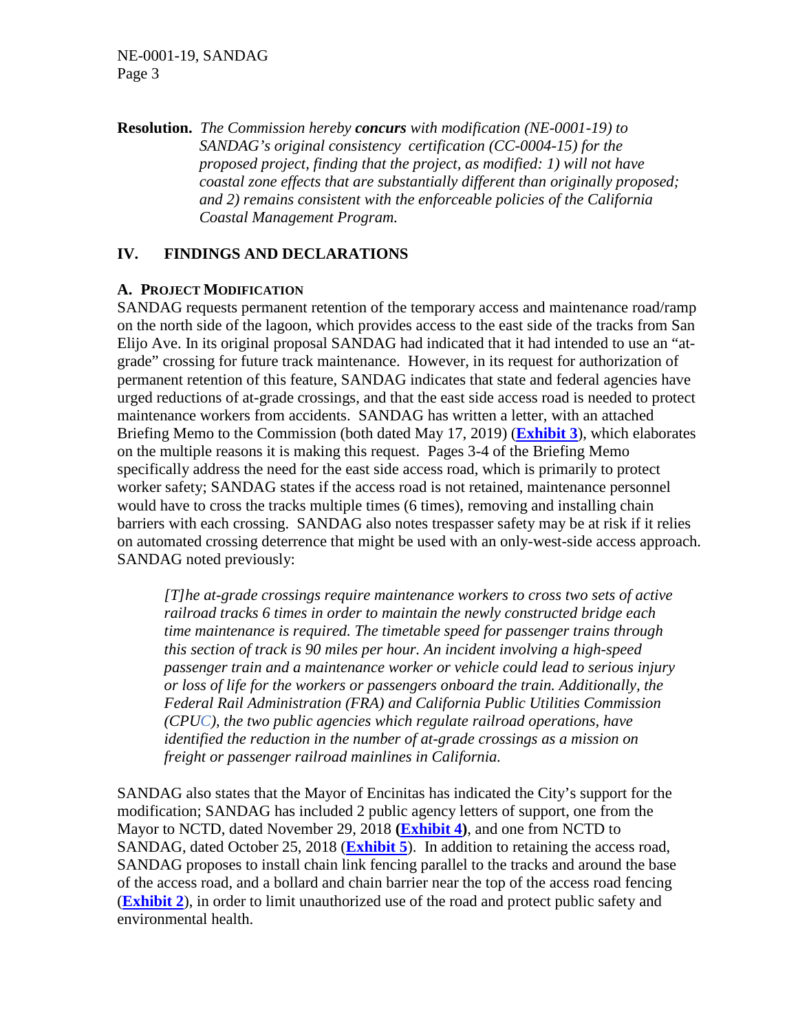**Resolution.** *The Commission hereby **concurs** with modification (NE-0001-19) to SANDAG's original consistency certification (CC-0004-15) for the proposed project, finding that the project, as modified: 1) will not have coastal zone effects that are substantially different than originally proposed; and 2) remains consistent with the enforceable policies of the California Coastal Management Program.*

## IV. FINDINGS AND DECLARATIONS

### A. PROJECT MODIFICATION

SANDAG requests permanent retention of the temporary access and maintenance road/ramp on the north side of the lagoon, which provides access to the east side of the tracks from San Elijo Ave. In its original proposal SANDAG had indicated that it had intended to use an "at-grade" crossing for future track maintenance. However, in its request for authorization of permanent retention of this feature, SANDAG indicates that state and federal agencies have urged reductions of at-grade crossings, and that the east side access road is needed to protect maintenance workers from accidents. SANDAG has written a letter, with an attached Briefing Memo to the Commission (both dated May 17, 2019) (**Exhibit 3**), which elaborates on the multiple reasons it is making this request. Pages 3-4 of the Briefing Memo specifically address the need for the east side access road, which is primarily to protect worker safety; SANDAG states if the access road is not retained, maintenance personnel would have to cross the tracks multiple times (6 times), removing and installing chain barriers with each crossing. SANDAG also notes trespasser safety may be at risk if it relies on automated crossing deterrence that might be used with an only-west-side access approach. SANDAG noted previously:

> *[T]he at-grade crossings require maintenance workers to cross two sets of active railroad tracks 6 times in order to maintain the newly constructed bridge each time maintenance is required. The timetable speed for passenger trains through this section of track is 90 miles per hour. An incident involving a high-speed passenger train and a maintenance worker or vehicle could lead to serious injury or loss of life for the workers or passengers onboard the train. Additionally, the Federal Rail Administration (FRA) and California Public Utilities Commission (CPUC), the two public agencies which regulate railroad operations, have identified the reduction in the number of at-grade crossings as a mission on freight or passenger railroad mainlines in California.*

SANDAG also states that the Mayor of Encinitas has indicated the City's support for the modification; SANDAG has included 2 public agency letters of support, one from the Mayor to NCTD, dated November 29, 2018 (**Exhibit 4**), and one from NCTD to SANDAG, dated October 25, 2018 (**Exhibit 5**). In addition to retaining the access road, SANDAG proposes to install chain link fencing parallel to the tracks and around the base of the access road, and a bollard and chain barrier near the top of the access road fencing (**Exhibit 2**), in order to limit unauthorized use of the road and protect public safety and environmental health.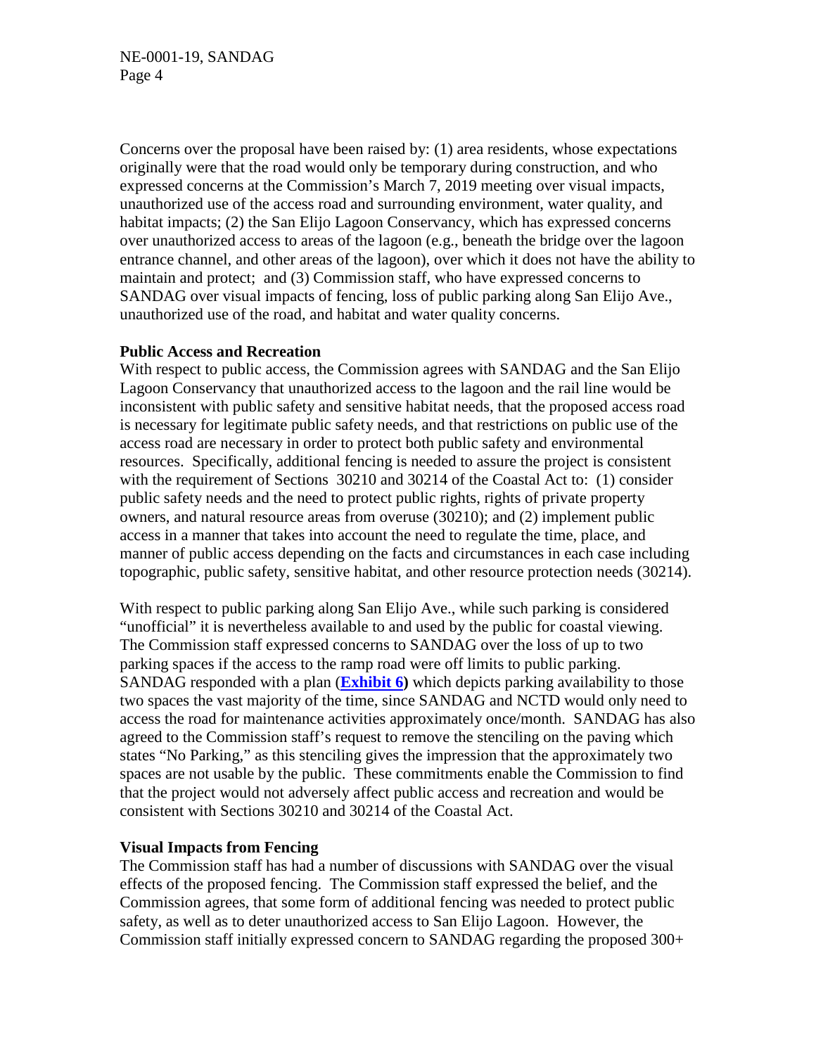Concerns over the proposal have been raised by: (1) area residents, whose expectations originally were that the road would only be temporary during construction, and who expressed concerns at the Commission's March 7, 2019 meeting over visual impacts, unauthorized use of the access road and surrounding environment, water quality, and habitat impacts; (2) the San Elijo Lagoon Conservancy, which has expressed concerns over unauthorized access to areas of the lagoon (e.g., beneath the bridge over the lagoon entrance channel, and other areas of the lagoon), over which it does not have the ability to maintain and protect; and (3) Commission staff, who have expressed concerns to SANDAG over visual impacts of fencing, loss of public parking along San Elijo Ave., unauthorized use of the road, and habitat and water quality concerns.

**Public Access and Recreation**

With respect to public access, the Commission agrees with SANDAG and the San Elijo Lagoon Conservancy that unauthorized access to the lagoon and the rail line would be inconsistent with public safety and sensitive habitat needs, that the proposed access road is necessary for legitimate public safety needs, and that restrictions on public use of the access road are necessary in order to protect both public safety and environmental resources. Specifically, additional fencing is needed to assure the project is consistent with the requirement of Sections 30210 and 30214 of the Coastal Act to: (1) consider public safety needs and the need to protect public rights, rights of private property owners, and natural resource areas from overuse (30210); and (2) implement public access in a manner that takes into account the need to regulate the time, place, and manner of public access depending on the facts and circumstances in each case including topographic, public safety, sensitive habitat, and other resource protection needs (30214).

With respect to public parking along San Elijo Ave., while such parking is considered "unofficial" it is nevertheless available to and used by the public for coastal viewing. The Commission staff expressed concerns to SANDAG over the loss of up to two parking spaces if the access to the ramp road were off limits to public parking. SANDAG responded with a plan (**Exhibit 6**) which depicts parking availability to those two spaces the vast majority of the time, since SANDAG and NCTD would only need to access the road for maintenance activities approximately once/month. SANDAG has also agreed to the Commission staff's request to remove the stenciling on the paving which states "No Parking," as this stenciling gives the impression that the approximately two spaces are not usable by the public. These commitments enable the Commission to find that the project would not adversely affect public access and recreation and would be consistent with Sections 30210 and 30214 of the Coastal Act.

**Visual Impacts from Fencing**

The Commission staff has had a number of discussions with SANDAG over the visual effects of the proposed fencing. The Commission staff expressed the belief, and the Commission agrees, that some form of additional fencing was needed to protect public safety, as well as to deter unauthorized access to San Elijo Lagoon. However, the Commission staff initially expressed concern to SANDAG regarding the proposed 300+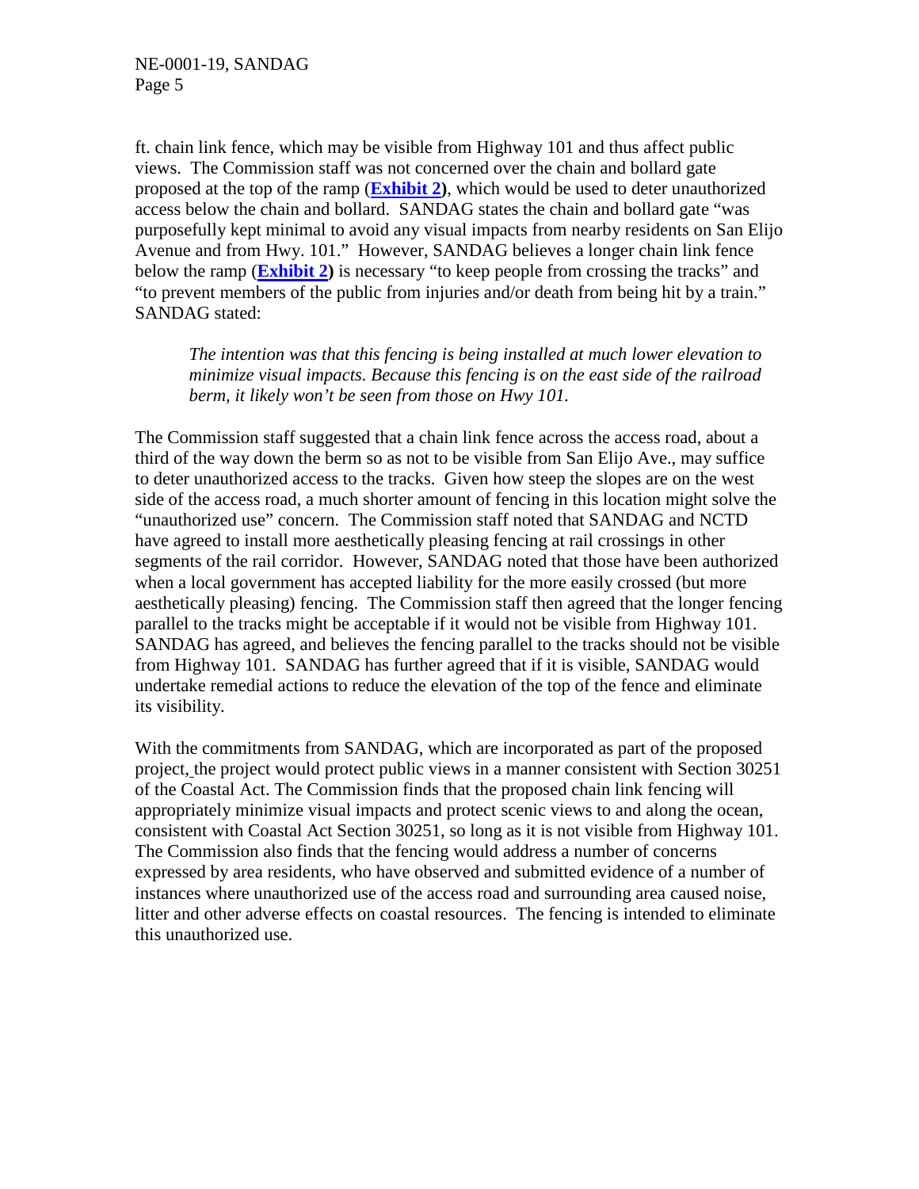ft. chain link fence, which may be visible from Highway 101 and thus affect public views. The Commission staff was not concerned over the chain and bollard gate proposed at the top of the ramp (**Exhibit 2**), which would be used to deter unauthorized access below the chain and bollard. SANDAG states the chain and bollard gate "was purposefully kept minimal to avoid any visual impacts from nearby residents on San Elijo Avenue and from Hwy. 101." However, SANDAG believes a longer chain link fence below the ramp (**Exhibit 2**) is necessary "to keep people from crossing the tracks" and "to prevent members of the public from injuries and/or death from being hit by a train." SANDAG stated:

> *The intention was that this fencing is being installed at much lower elevation to minimize visual impacts. Because this fencing is on the east side of the railroad berm, it likely won't be seen from those on Hwy 101.*

The Commission staff suggested that a chain link fence across the access road, about a third of the way down the berm so as not to be visible from San Elijo Ave., may suffice to deter unauthorized access to the tracks. Given how steep the slopes are on the west side of the access road, a much shorter amount of fencing in this location might solve the "unauthorized use" concern. The Commission staff noted that SANDAG and NCTD have agreed to install more aesthetically pleasing fencing at rail crossings in other segments of the rail corridor. However, SANDAG noted that those have been authorized when a local government has accepted liability for the more easily crossed (but more aesthetically pleasing) fencing. The Commission staff then agreed that the longer fencing parallel to the tracks might be acceptable if it would not be visible from Highway 101. SANDAG has agreed, and believes the fencing parallel to the tracks should not be visible from Highway 101. SANDAG has further agreed that if it is visible, SANDAG would undertake remedial actions to reduce the elevation of the top of the fence and eliminate its visibility.

With the commitments from SANDAG, which are incorporated as part of the proposed project, the project would protect public views in a manner consistent with Section 30251 of the Coastal Act. The Commission finds that the proposed chain link fencing will appropriately minimize visual impacts and protect scenic views to and along the ocean, consistent with Coastal Act Section 30251, so long as it is not visible from Highway 101. The Commission also finds that the fencing would address a number of concerns expressed by area residents, who have observed and submitted evidence of a number of instances where unauthorized use of the access road and surrounding area caused noise, litter and other adverse effects on coastal resources. The fencing is intended to eliminate this unauthorized use.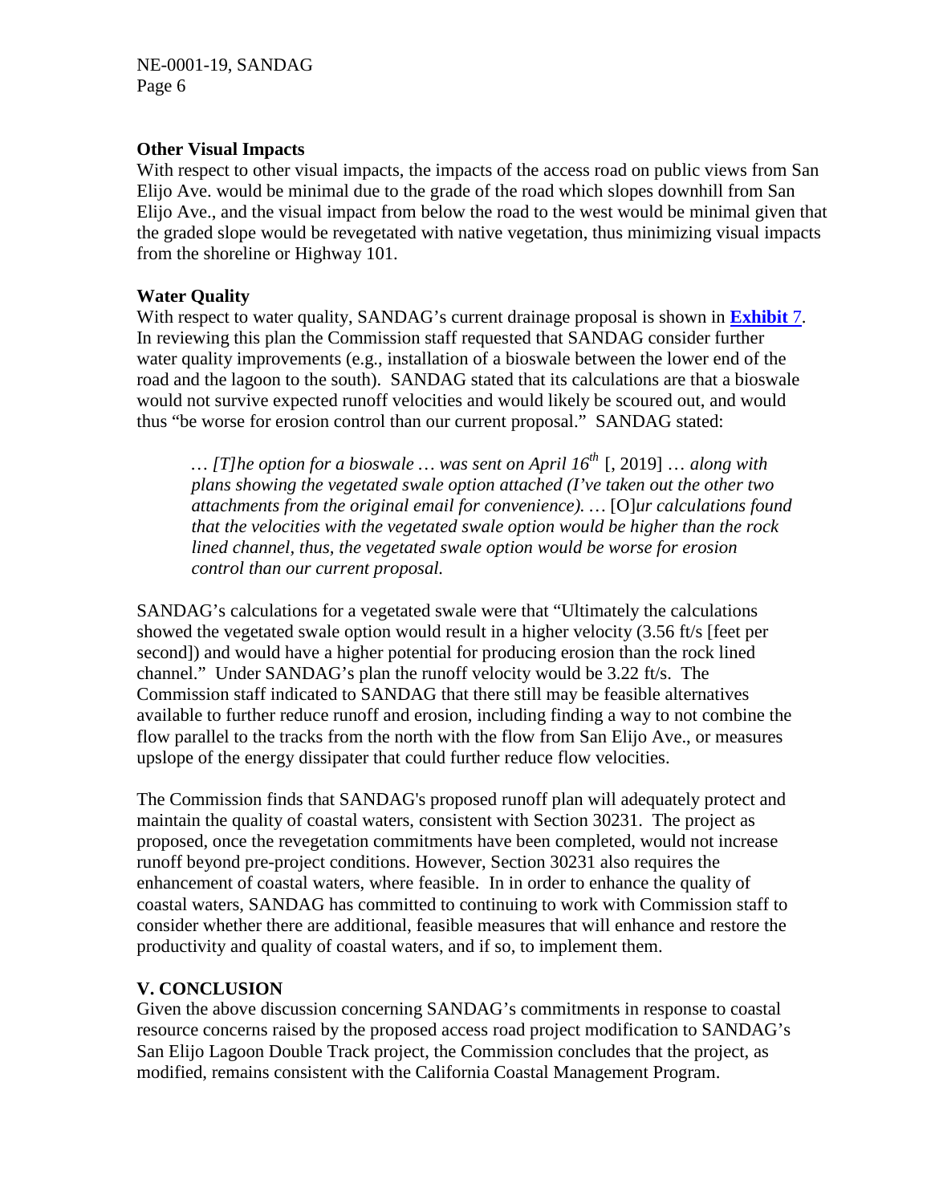### Other Visual Impacts

With respect to other visual impacts, the impacts of the access road on public views from San Elijo Ave. would be minimal due to the grade of the road which slopes downhill from San Elijo Ave., and the visual impact from below the road to the west would be minimal given that the graded slope would be revegetated with native vegetation, thus minimizing visual impacts from the shoreline or Highway 101.

### Water Quality

With respect to water quality, SANDAG's current drainage proposal is shown in **Exhibit 7**. In reviewing this plan the Commission staff requested that SANDAG consider further water quality improvements (e.g., installation of a bioswale between the lower end of the road and the lagoon to the south). SANDAG stated that its calculations are that a bioswale would not survive expected runoff velocities and would likely be scoured out, and would thus "be worse for erosion control than our current proposal." SANDAG stated:

> *… [T]he option for a bioswale … was sent on April 16th* [, 2019] … *along with plans showing the vegetated swale option attached (I've taken out the other two attachments from the original email for convenience). …* [O]*ur calculations found that the velocities with the vegetated swale option would be higher than the rock lined channel, thus, the vegetated swale option would be worse for erosion control than our current proposal.*

SANDAG's calculations for a vegetated swale were that "Ultimately the calculations showed the vegetated swale option would result in a higher velocity (3.56 ft/s [feet per second]) and would have a higher potential for producing erosion than the rock lined channel." Under SANDAG's plan the runoff velocity would be 3.22 ft/s. The Commission staff indicated to SANDAG that there still may be feasible alternatives available to further reduce runoff and erosion, including finding a way to not combine the flow parallel to the tracks from the north with the flow from San Elijo Ave., or measures upslope of the energy dissipater that could further reduce flow velocities.

The Commission finds that SANDAG's proposed runoff plan will adequately protect and maintain the quality of coastal waters, consistent with Section 30231. The project as proposed, once the revegetation commitments have been completed, would not increase runoff beyond pre-project conditions. However, Section 30231 also requires the enhancement of coastal waters, where feasible. In in order to enhance the quality of coastal waters, SANDAG has committed to continuing to work with Commission staff to consider whether there are additional, feasible measures that will enhance and restore the productivity and quality of coastal waters, and if so, to implement them.

## V. CONCLUSION

Given the above discussion concerning SANDAG's commitments in response to coastal resource concerns raised by the proposed access road project modification to SANDAG's San Elijo Lagoon Double Track project, the Commission concludes that the project, as modified, remains consistent with the California Coastal Management Program.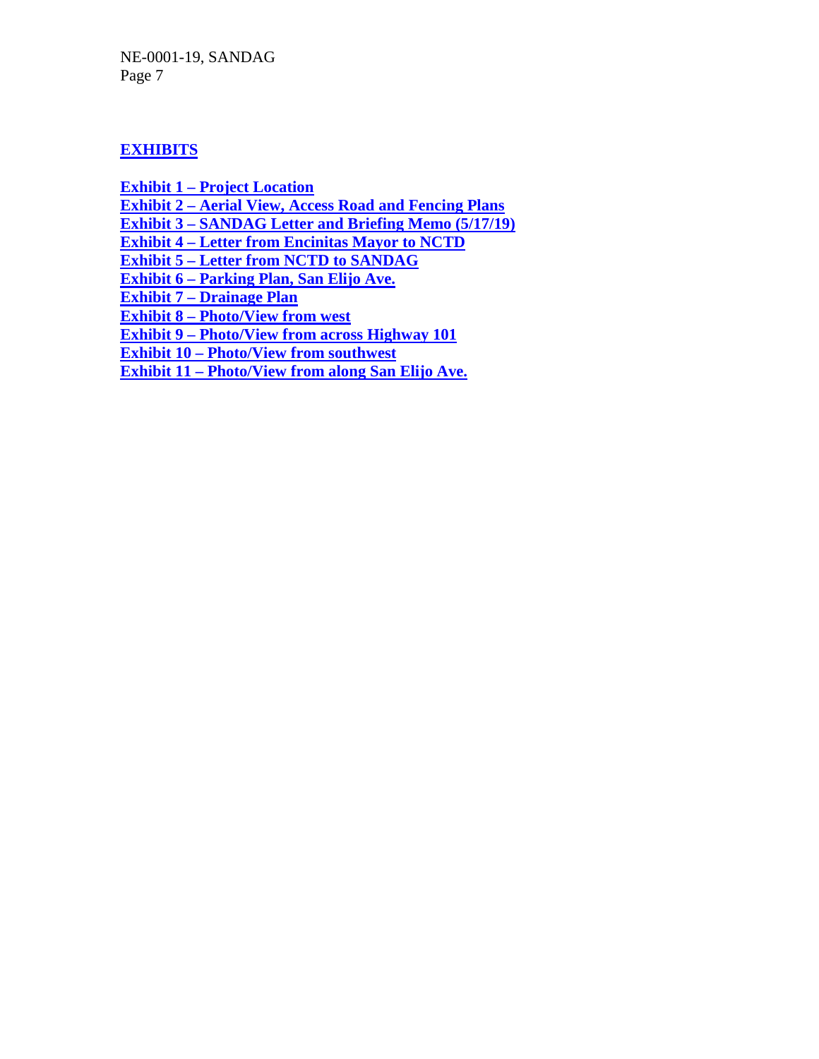## EXHIBITS

**Exhibit 1 – Project Location**
**Exhibit 2 – Aerial View, Access Road and Fencing Plans**
**Exhibit 3 – SANDAG Letter and Briefing Memo (5/17/19)**
**Exhibit 4 – Letter from Encinitas Mayor to NCTD**
**Exhibit 5 – Letter from NCTD to SANDAG**
**Exhibit 6 – Parking Plan, San Elijo Ave.**
**Exhibit 7 – Drainage Plan**
**Exhibit 8 – Photo/View from west**
**Exhibit 9 – Photo/View from across Highway 101**
**Exhibit 10 – Photo/View from southwest**
**Exhibit 11 – Photo/View from along San Elijo Ave.**